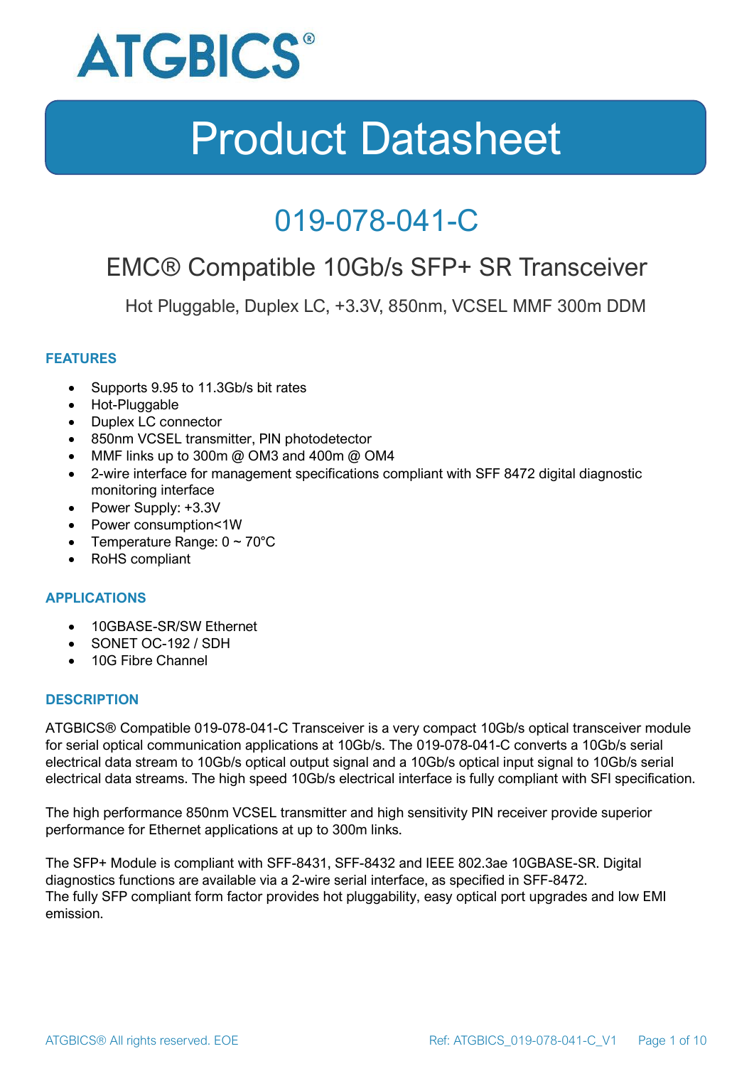ATGBICS®

# Product Datasheet

## 019-078-041-C

### EMC® Compatible 10Gb/s SFP+ SR Transceiver

Hot Pluggable, Duplex LC, +3.3V, 850nm, VCSEL MMF 300m DDM

#### FEATURES

- Supports 9.95 to 11.3Gb/s bit rates
- Hot-Pluggable
- Duplex LC connector
- 850nm VCSEL transmitter, PIN photodetector
- MMF links up to 300m @ OM3 and 400m @ OM4
- 2-wire interface for management specifications compliant with SFF 8472 digital diagnostic monitoring interface
- Power Supply: +3.3V
- Power consumption<1W
- Temperature Range: 0 ~ 70°C
- RoHS compliant

#### APPLICATIONS

- 10GBASE-SR/SW Ethernet
- SONET OC-192 / SDH
- 10G Fibre Channel

#### DESCRIPTION

ATGBICS® Compatible 019-078-041-C Transceiver is a very compact 10Gb/s optical transceiver module for serial optical communication applications at 10Gb/s. The 019-078-041-C converts a 10Gb/s serial electrical data stream to 10Gb/s optical output signal and a 10Gb/s optical input signal to 10Gb/s serial electrical data streams. The high speed 10Gb/s electrical interface is fully compliant with SFI specification.

The high performance 850nm VCSEL transmitter and high sensitivity PIN receiver provide superior performance for Ethernet applications at up to 300m links.

The SFP+ Module is compliant with SFF-8431, SFF-8432 and IEEE 802.3ae 10GBASE-SR. Digital diagnostics functions are available via a 2-wire serial interface, as specified in SFF-8472.
The fully SFP compliant form factor provides hot pluggability, easy optical port upgrades and low EMI emission.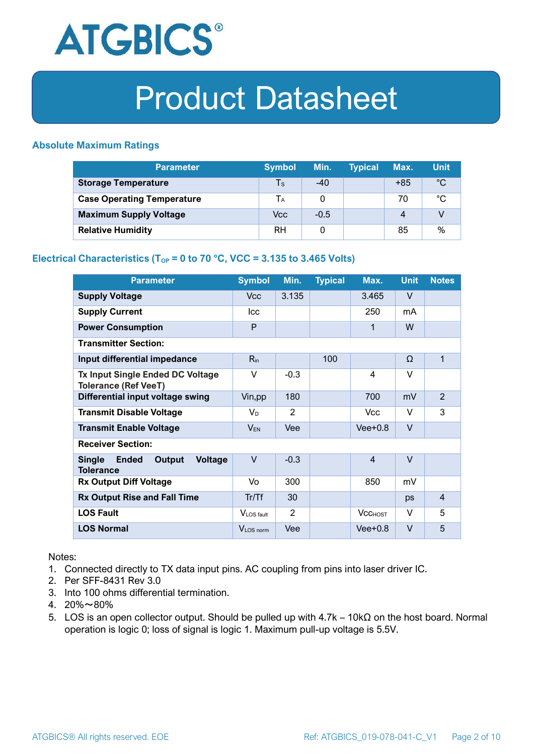## Absolute Maximum Ratings

| Parameter | Symbol | Min. | Typical | Max. | Unit |
|---|---|---|---|---|---|
| **Storage Temperature** | $T_S$ | -40 | | +85 | °C |
| **Case Operating Temperature** | $T_A$ | 0 | | 70 | °C |
| **Maximum Supply Voltage** | Vcc | -0.5 | | 4 | V |
| **Relative Humidity** | RH | 0 | | 85 | % |

## Electrical Characteristics ($T_{OP}$ = 0 to 70 °C, VCC = 3.135 to 3.465 Volts)

| Parameter | Symbol | Min. | Typical | Max. | Unit | Notes |
|---|---|---|---|---|---|---|
| **Supply Voltage** | Vcc | 3.135 | | 3.465 | V | |
| **Supply Current** | Icc | | | 250 | mA | |
| **Power Consumption** | P | | | 1 | W | |
| **Transmitter Section:** | | | | | | |
| **Input differential impedance** | $R_{in}$ | | 100 | | Ω | 1 |
| **Tx Input Single Ended DC Voltage Tolerance (Ref VeeT)** | V | -0.3 | | 4 | V | |
| **Differential input voltage swing** | Vin,pp | 180 | | 700 | mV | 2 |
| **Transmit Disable Voltage** | $V_D$ | 2 | | Vcc | V | 3 |
| **Transmit Enable Voltage** | $V_{EN}$ | Vee | | Vee+0.8 | V | |
| **Receiver Section:** | | | | | | |
| **Single Ended Output Voltage Tolerance** | V | -0.3 | | 4 | V | |
| **Rx Output Diff Voltage** | Vo | 300 | | 850 | mV | |
| **Rx Output Rise and Fall Time** | Tr/Tf | 30 | | | ps | 4 |
| **LOS Fault** | $V_{LOS\ fault}$ | 2 | | $Vcc_{HOST}$ | V | 5 |
| **LOS Normal** | $V_{LOS\ norm}$ | Vee | | Vee+0.8 | V | 5 |

Notes:

1. Connected directly to TX data input pins. AC coupling from pins into laser driver IC.
2. Per SFF-8431 Rev 3.0
3. Into 100 ohms differential termination.
4. 20%～80%
5. LOS is an open collector output. Should be pulled up with 4.7k – 10kΩ on the host board. Normal operation is logic 0; loss of signal is logic 1. Maximum pull-up voltage is 5.5V.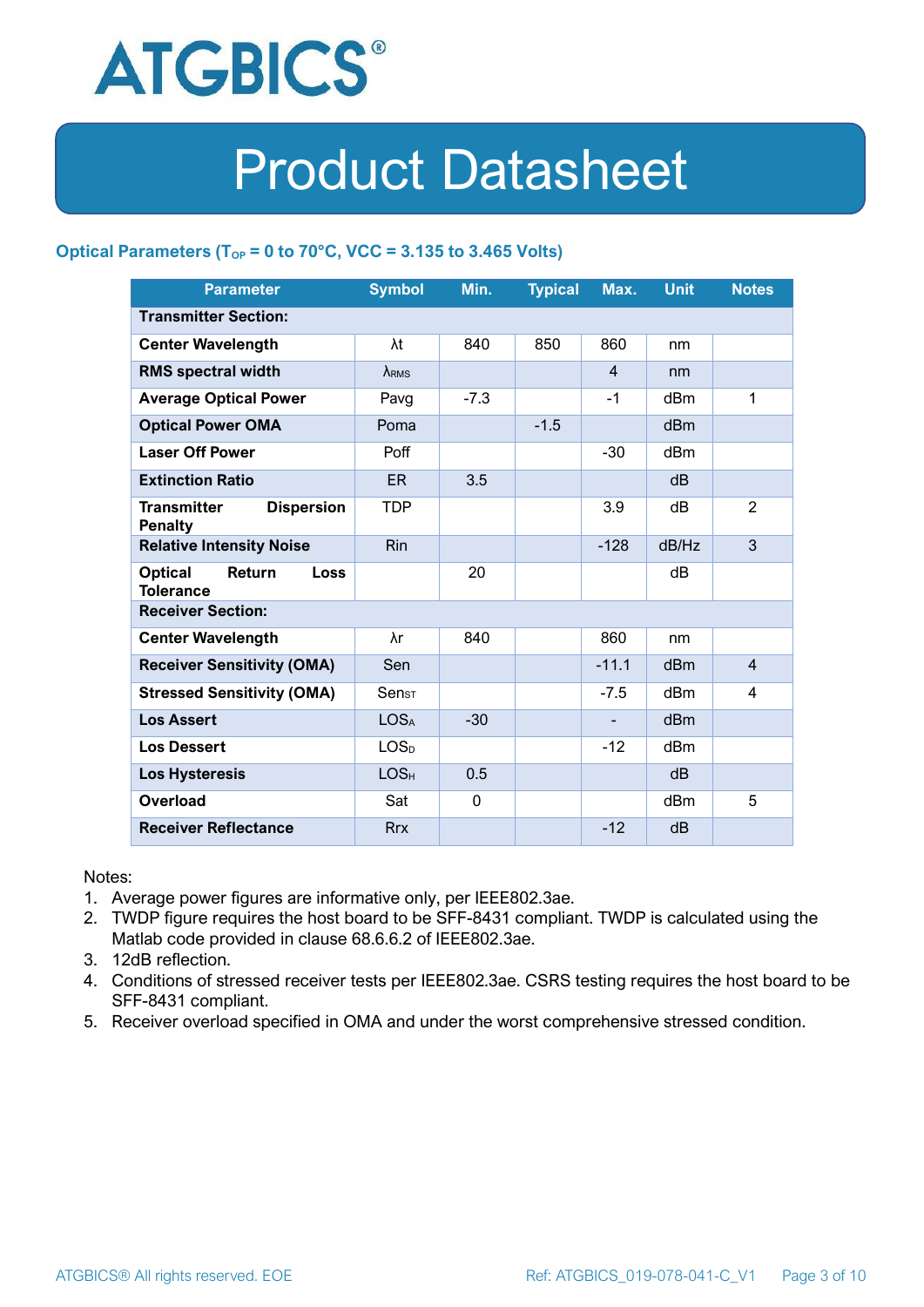## Optical Parameters ($T_{OP}$ = 0 to 70°C, VCC = 3.135 to 3.465 Volts)

| Parameter | Symbol | Min. | Typical | Max. | Unit | Notes |
|---|---|---|---|---|---|---|
| **Transmitter Section:** | | | | | | |
| **Center Wavelength** | λt | 840 | 850 | 860 | nm | |
| **RMS spectral width** | $\lambda_{RMS}$ | | | 4 | nm | |
| **Average Optical Power** | Pavg | -7.3 | | -1 | dBm | 1 |
| **Optical Power OMA** | Poma | | -1.5 | | dBm | |
| **Laser Off Power** | Poff | | | -30 | dBm | |
| **Extinction Ratio** | ER | 3.5 | | | dB | |
| **Transmitter Dispersion Penalty** | TDP | | | 3.9 | dB | 2 |
| **Relative Intensity Noise** | Rin | | | -128 | dB/Hz | 3 |
| **Optical Return Loss Tolerance** | | 20 | | | dB | |
| **Receiver Section:** | | | | | | |
| **Center Wavelength** | λr | 840 | | 860 | nm | |
| **Receiver Sensitivity (OMA)** | Sen | | | -11.1 | dBm | 4 |
| **Stressed Sensitivity (OMA)** | $Sen_{ST}$ | | | -7.5 | dBm | 4 |
| **Los Assert** | $LOS_A$ | -30 | | - | dBm | |
| **Los Dessert** | $LOS_D$ | | | -12 | dBm | |
| **Los Hysteresis** | $LOS_H$ | 0.5 | | | dB | |
| **Overload** | Sat | 0 | | | dBm | 5 |
| **Receiver Reflectance** | Rrx | | | -12 | dB | |

Notes:

1. Average power figures are informative only, per IEEE802.3ae.
2. TWDP figure requires the host board to be SFF-8431 compliant. TWDP is calculated using the Matlab code provided in clause 68.6.6.2 of IEEE802.3ae.
3. 12dB reflection.
4. Conditions of stressed receiver tests per IEEE802.3ae. CSRS testing requires the host board to be SFF-8431 compliant.
5. Receiver overload specified in OMA and under the worst comprehensive stressed condition.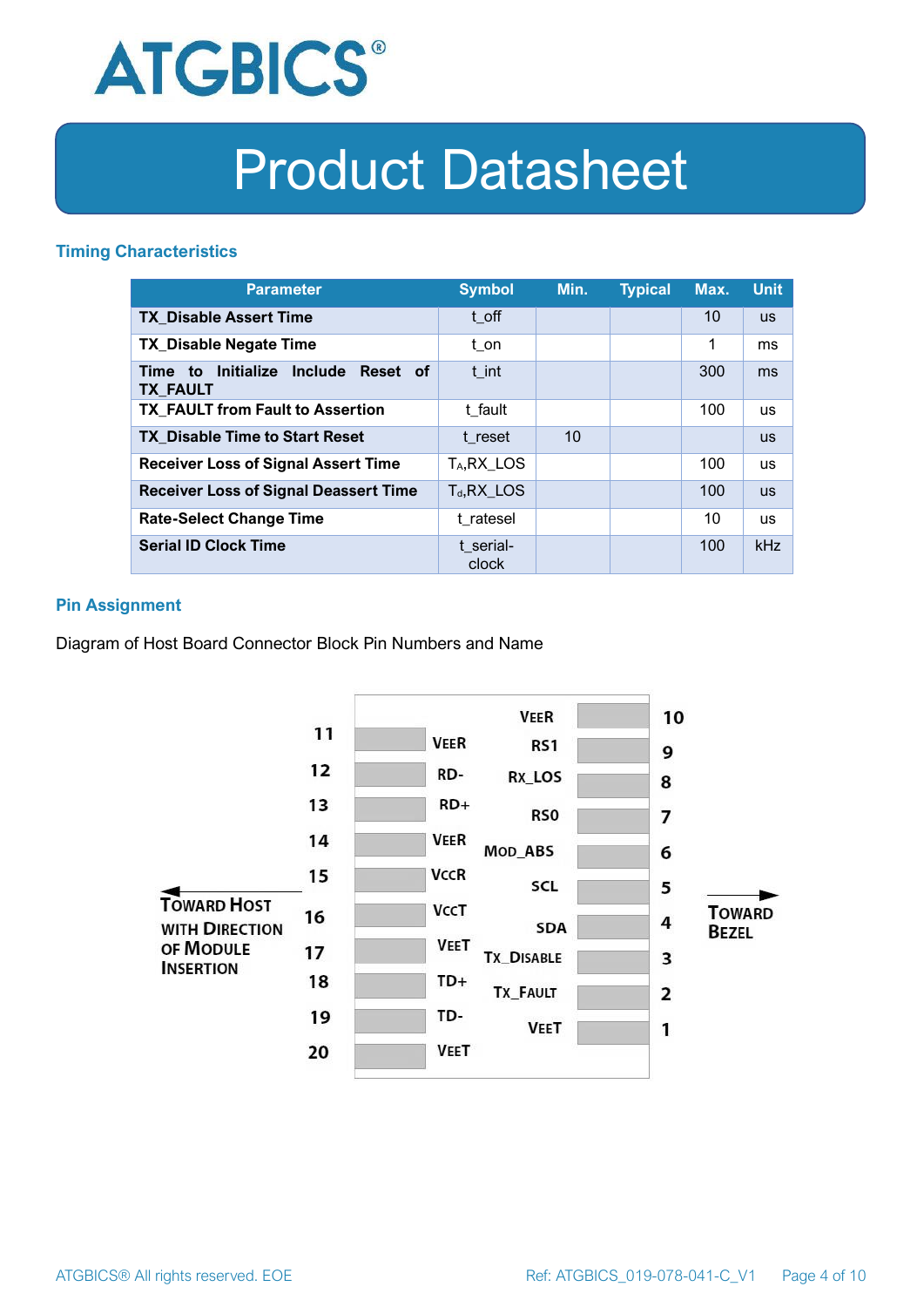## Timing Characteristics

| Parameter | Symbol | Min. | Typical | Max. | Unit |
|---|---|---|---|---|---|
| **TX_Disable Assert Time** | t_off | | | 10 | us |
| **TX_Disable Negate Time** | t_on | | | 1 | ms |
| **Time to Initialize Include Reset of TX_FAULT** | t_int | | | 300 | ms |
| **TX_FAULT from Fault to Assertion** | t_fault | | | 100 | us |
| **TX_Disable Time to Start Reset** | t_reset | 10 | | | us |
| **Receiver Loss of Signal Assert Time** | $T_A$,RX_LOS | | | 100 | us |
| **Receiver Loss of Signal Deassert Time** | $T_d$,RX_LOS | | | 100 | us |
| **Rate-Select Change Time** | t_ratesel | | | 10 | us |
| **Serial ID Clock Time** | t_serial-clock | | | 100 | kHz |

## Pin Assignment

Diagram of Host Board Connector Block Pin Numbers and Name

| Pin | Name | Pin | Name |
|---|---|---|---|
| 11 | VEER | 10 | VEER |
| 12 | RD- | 9 | RS1 |
| 13 | RD+ | 8 | RX_LOS |
| 14 | VEER | 7 | RS0 |
| 15 | VCCR | 6 | MOD_ABS |
| 16 | VCCT | 5 | SCL |
| 17 | VEET | 4 | SDA |
| 18 | TD+ | 3 | TX_DISABLE |
| 19 | TD- | 2 | TX_FAULT |
| 20 | VEET | 1 | VEET |

← TOWARD HOST WITH DIRECTION OF MODULE INSERTION

TOWARD BEZEL →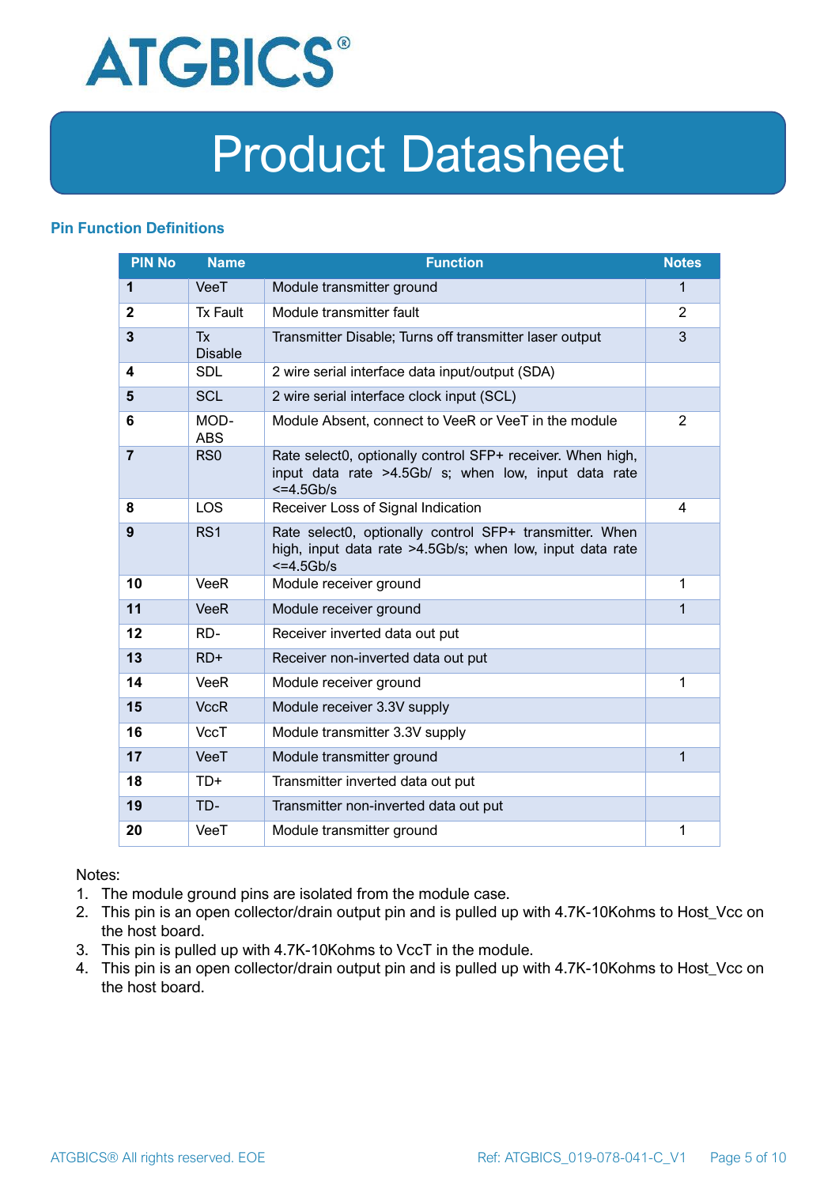## Pin Function Definitions

| PIN No | Name | Function | Notes |
|---|---|---|---|
| **1** | VeeT | Module transmitter ground | 1 |
| **2** | Tx Fault | Module transmitter fault | 2 |
| **3** | Tx Disable | Transmitter Disable; Turns off transmitter laser output | 3 |
| **4** | SDL | 2 wire serial interface data input/output (SDA) | |
| **5** | SCL | 2 wire serial interface clock input (SCL) | |
| **6** | MOD-ABS | Module Absent, connect to VeeR or VeeT in the module | 2 |
| **7** | RS0 | Rate select0, optionally control SFP+ receiver. When high, input data rate >4.5Gb/ s; when low, input data rate <=4.5Gb/s | |
| **8** | LOS | Receiver Loss of Signal Indication | 4 |
| **9** | RS1 | Rate select0, optionally control SFP+ transmitter. When high, input data rate >4.5Gb/s; when low, input data rate <=4.5Gb/s | |
| **10** | VeeR | Module receiver ground | 1 |
| **11** | VeeR | Module receiver ground | 1 |
| **12** | RD- | Receiver inverted data out put | |
| **13** | RD+ | Receiver non-inverted data out put | |
| **14** | VeeR | Module receiver ground | 1 |
| **15** | VccR | Module receiver 3.3V supply | |
| **16** | VccT | Module transmitter 3.3V supply | |
| **17** | VeeT | Module transmitter ground | 1 |
| **18** | TD+ | Transmitter inverted data out put | |
| **19** | TD- | Transmitter non-inverted data out put | |
| **20** | VeeT | Module transmitter ground | 1 |

Notes:

1. The module ground pins are isolated from the module case.
2. This pin is an open collector/drain output pin and is pulled up with 4.7K-10Kohms to Host_Vcc on the host board.
3. This pin is pulled up with 4.7K-10Kohms to VccT in the module.
4. This pin is an open collector/drain output pin and is pulled up with 4.7K-10Kohms to Host_Vcc on the host board.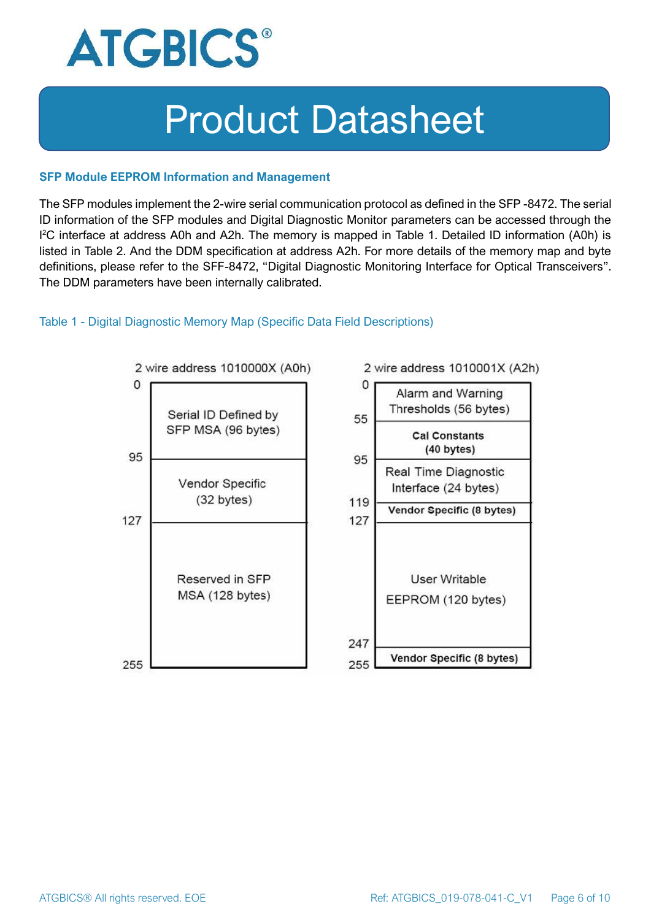## SFP Module EEPROM Information and Management

The SFP modules implement the 2-wire serial communication protocol as defined in the SFP -8472. The serial ID information of the SFP modules and Digital Diagnostic Monitor parameters can be accessed through the I²C interface at address A0h and A2h. The memory is mapped in Table 1. Detailed ID information (A0h) is listed in Table 2. And the DDM specification at address A2h. For more details of the memory map and byte definitions, please refer to the SFF-8472, "Digital Diagnostic Monitoring Interface for Optical Transceivers". The DDM parameters have been internally calibrated.

Table 1 - Digital Diagnostic Memory Map (Specific Data Field Descriptions)

**2 wire address 1010000X (A0h)**

| Address | Content |
| --- | --- |
| 0–95 | Serial ID Defined by SFP MSA (96 bytes) |
| 95–127 | Vendor Specific (32 bytes) |
| 127–255 | Reserved in SFP MSA (128 bytes) |

**2 wire address 1010001X (A2h)**

| Address | Content |
| --- | --- |
| 0–55 | Alarm and Warning Thresholds (56 bytes) |
| 55–95 | Cal Constants (40 bytes) |
| 95–119 | Real Time Diagnostic Interface (24 bytes) |
| 119–127 | Vendor Specific (8 bytes) |
| 127–247 | User Writable EEPROM (120 bytes) |
| 247–255 | Vendor Specific (8 bytes) |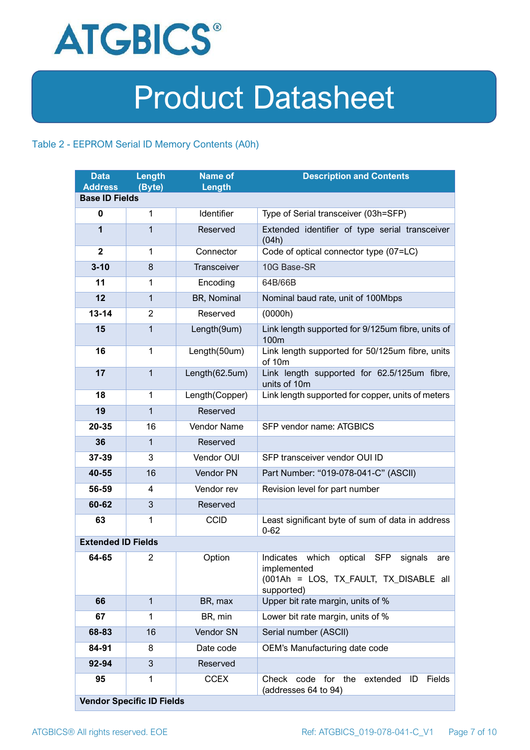Table 2 - EEPROM Serial ID Memory Contents (A0h)

| Data Address | Length (Byte) | Name of Length | Description and Contents |
|---|---|---|---|
| **Base ID Fields** | | | |
| **0** | 1 | Identifier | Type of Serial transceiver (03h=SFP) |
| **1** | 1 | Reserved | Extended identifier of type serial transceiver (04h) |
| **2** | 1 | Connector | Code of optical connector type (07=LC) |
| **3-10** | 8 | Transceiver | 10G Base-SR |
| **11** | 1 | Encoding | 64B/66B |
| **12** | 1 | BR, Nominal | Nominal baud rate, unit of 100Mbps |
| **13-14** | 2 | Reserved | (0000h) |
| **15** | 1 | Length(9um) | Link length supported for 9/125um fibre, units of 100m |
| **16** | 1 | Length(50um) | Link length supported for 50/125um fibre, units of 10m |
| **17** | 1 | Length(62.5um) | Link length supported for 62.5/125um fibre, units of 10m |
| **18** | 1 | Length(Copper) | Link length supported for copper, units of meters |
| **19** | 1 | Reserved | |
| **20-35** | 16 | Vendor Name | SFP vendor name: ATGBICS |
| **36** | 1 | Reserved | |
| **37-39** | 3 | Vendor OUI | SFP transceiver vendor OUI ID |
| **40-55** | 16 | Vendor PN | Part Number: “019-078-041-C” (ASCII) |
| **56-59** | 4 | Vendor rev | Revision level for part number |
| **60-62** | 3 | Reserved | |
| **63** | 1 | CCID | Least significant byte of sum of data in address 0-62 |
| **Extended ID Fields** | | | |
| **64-65** | 2 | Option | Indicates which optical SFP signals are implemented (001Ah = LOS, TX_FAULT, TX_DISABLE all supported) |
| **66** | 1 | BR, max | Upper bit rate margin, units of % |
| **67** | 1 | BR, min | Lower bit rate margin, units of % |
| **68-83** | 16 | Vendor SN | Serial number (ASCII) |
| **84-91** | 8 | Date code | OEM’s Manufacturing date code |
| **92-94** | 3 | Reserved | |
| **95** | 1 | CCEX | Check code for the extended ID Fields (addresses 64 to 94) |
| **Vendor Specific ID Fields** | | | |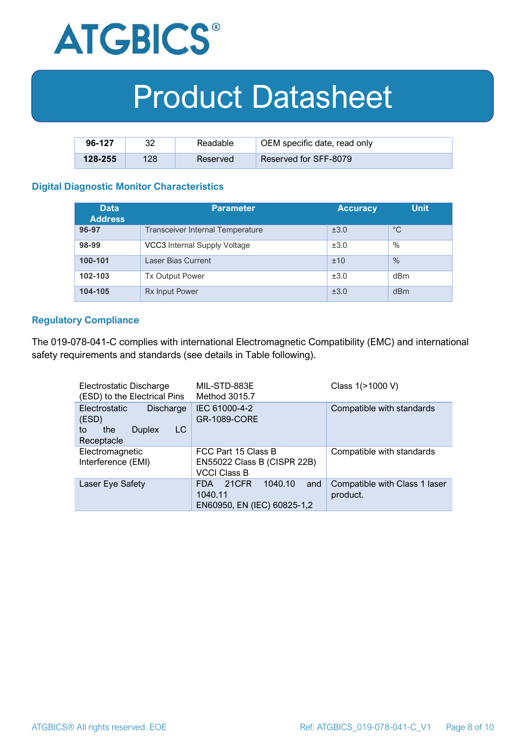| 96-127 | 32 | Readable | OEM specific date, read only |
|---|---|---|---|
| 128-255 | 128 | Reserved | Reserved for SFF-8079 |

## Digital Diagnostic Monitor Characteristics

| Data Address | Parameter | Accuracy | Unit |
|---|---|---|---|
| 96-97 | Transceiver Internal Temperature | ±3.0 | °C |
| 98-99 | VCC3 Internal Supply Voltage | ±3.0 | % |
| 100-101 | Laser Bias Current | ±10 | % |
| 102-103 | Tx Output Power | ±3.0 | dBm |
| 104-105 | Rx Input Power | ±3.0 | dBm |

## Regulatory Compliance

The 019-078-041-C complies with international Electromagnetic Compatibility (EMC) and international safety requirements and standards (see details in Table following).

| | | |
|---|---|---|
| Electrostatic Discharge (ESD) to the Electrical Pins | MIL-STD-883E Method 3015.7 | Class 1(>1000 V) |
| Electrostatic Discharge (ESD) to the Duplex LC Receptacle | IEC 61000-4-2 GR-1089-CORE | Compatible with standards |
| Electromagnetic Interference (EMI) | FCC Part 15 Class B EN55022 Class B (CISPR 22B) VCCI Class B | Compatible with standards |
| Laser Eye Safety | FDA 21CFR 1040.10 and 1040.11 EN60950, EN (IEC) 60825-1,2 | Compatible with Class 1 laser product. |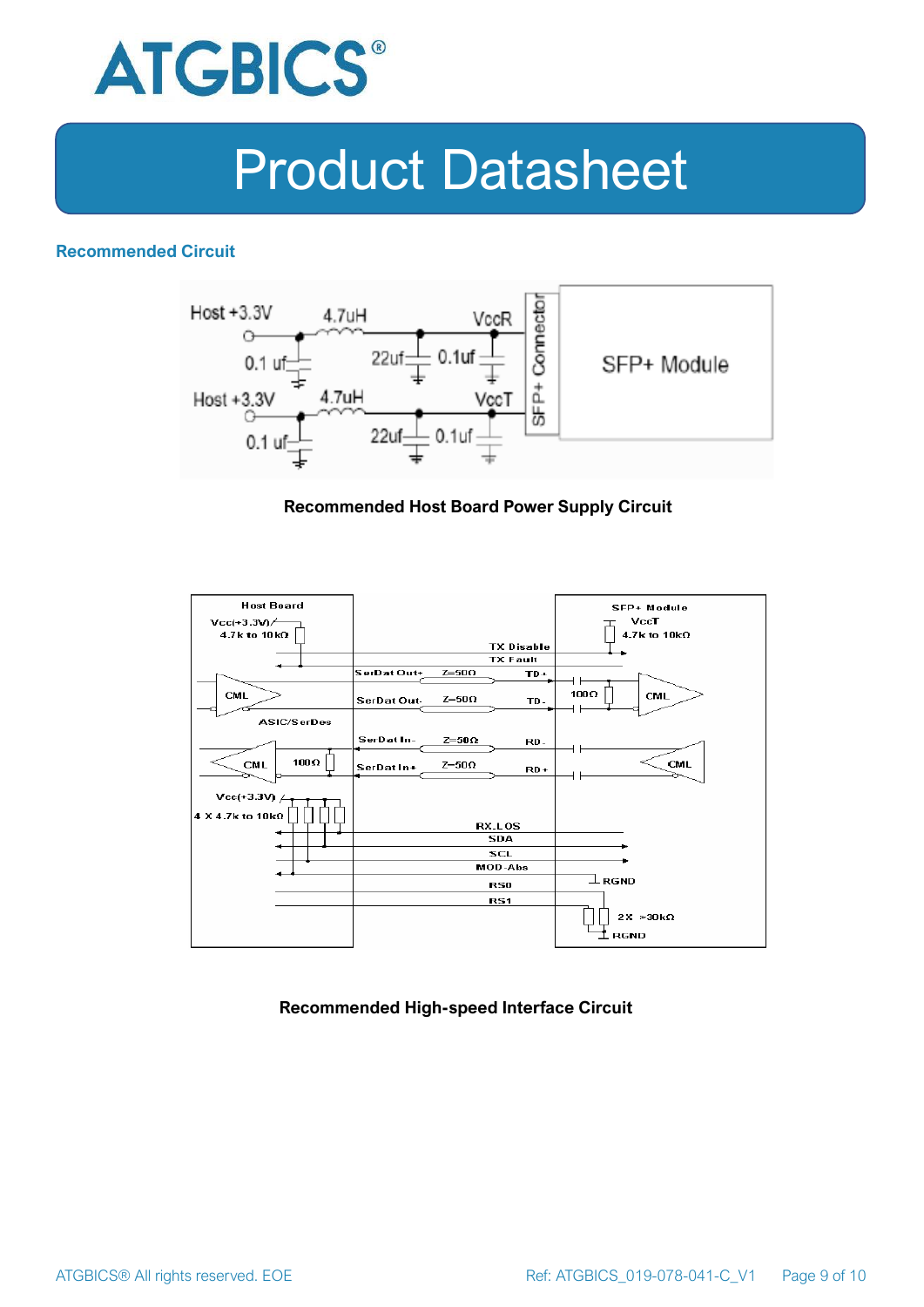## Recommended Circuit

Recommended Host Board Power Supply Circuit

Recommended High-speed Interface Circuit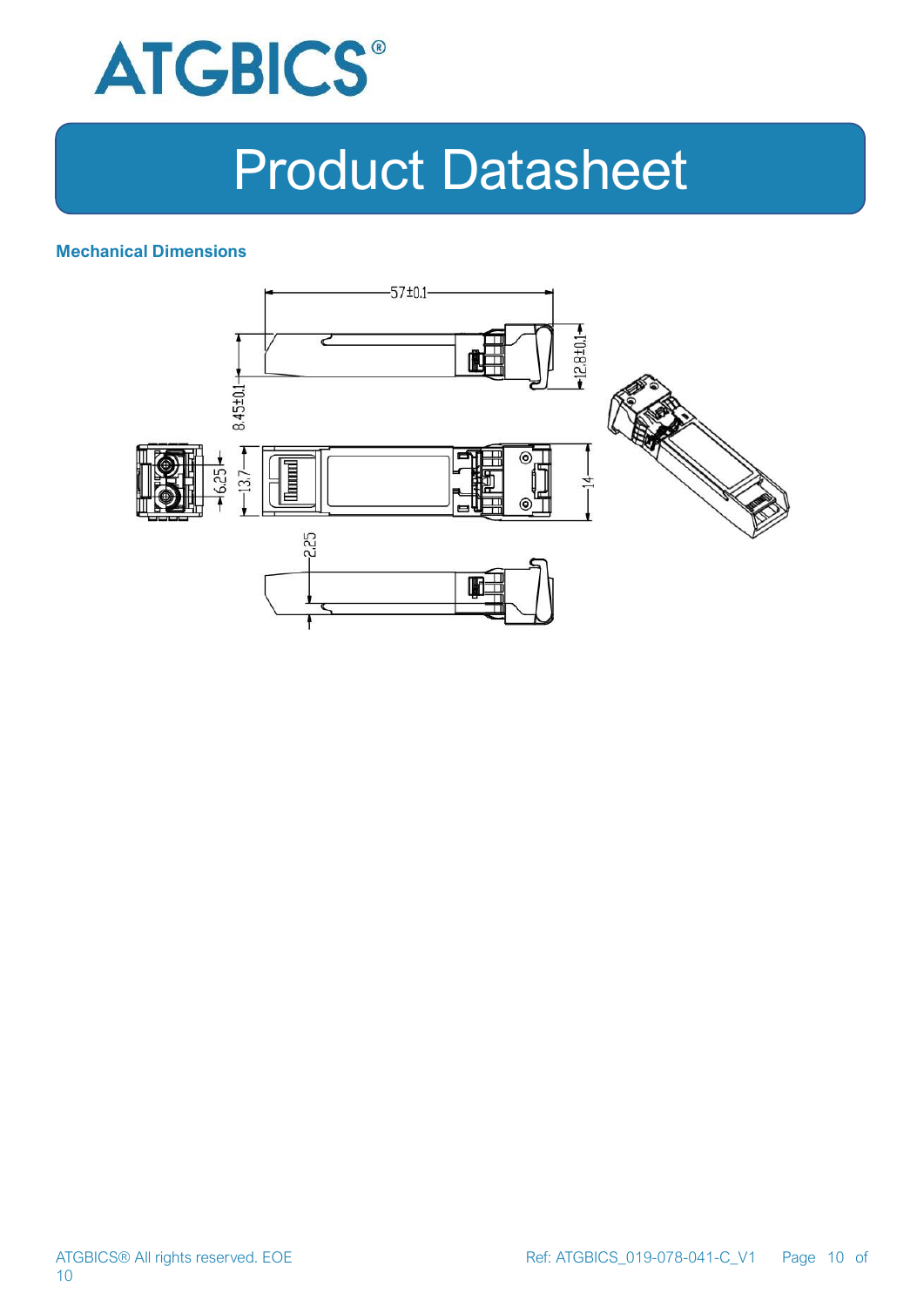Mechanical Dimensions

57±0.1

12.8±0.1

8.45±0.1

6.25

13.7

14

2.25